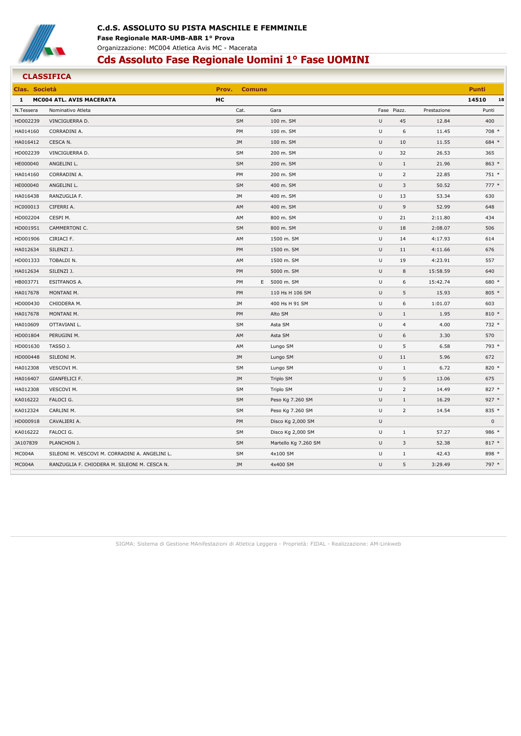# C.d.S. ASSOLUTO SU PISTA MASCHILE E FEMMINILE

**Fase Regionale MAR-UMB-ABR 1° Prova**

Organizzazione: MC004 Atletica Avis MC - Macerata

## Cds Assoluto Fase Regionale Uomini 1° Fase UOMINI

### CLASSIFICA

| Clas. | Società | Prov. | Comune | Punti | |
|---|---|---|---|---|---|
| 1 | MC004 ATL. AVIS MACERATA | MC | | 14510 | 18 |

| N.Tessera | Nominativo Atleta | Cat. | | Gara | Fase | Piazz. | Prestazione | Punti |
|---|---|---|---|---|---|---|---|---|
| HD002239 | VINCIGUERRA D. | SM | | 100 m. SM | U | 45 | 12.84 | 400 |
| HA014160 | CORRADINI A. | PM | | 100 m. SM | U | 6 | 11.45 | 708 * |
| HA016412 | CESCA N. | JM | | 100 m. SM | U | 10 | 11.55 | 684 * |
| HD002239 | VINCIGUERRA D. | SM | | 200 m. SM | U | 32 | 26.53 | 365 |
| HE000040 | ANGELINI L. | SM | | 200 m. SM | U | 1 | 21.96 | 863 * |
| HA014160 | CORRADINI A. | PM | | 200 m. SM | U | 2 | 22.85 | 751 * |
| HE000040 | ANGELINI L. | SM | | 400 m. SM | U | 3 | 50.52 | 777 * |
| HA016438 | RANZUGLIA F. | JM | | 400 m. SM | U | 13 | 53.34 | 630 |
| HC000013 | CIFERRI A. | AM | | 400 m. SM | U | 9 | 52.99 | 648 |
| HD002204 | CESPI M. | AM | | 800 m. SM | U | 21 | 2:11.80 | 434 |
| HD001951 | CAMMERTONI C. | SM | | 800 m. SM | U | 18 | 2:08.07 | 506 |
| HD001906 | CIRIACI F. | AM | | 1500 m. SM | U | 14 | 4:17.93 | 614 |
| HA012634 | SILENZI J. | PM | | 1500 m. SM | U | 11 | 4:11.66 | 676 |
| HD001333 | TOBALDI N. | AM | | 1500 m. SM | U | 19 | 4:23.91 | 557 |
| HA012634 | SILENZI J. | PM | | 5000 m. SM | U | 8 | 15:58.59 | 640 |
| HB003771 | ESITFANOS A. | PM | E | 5000 m. SM | U | 6 | 15:42.74 | 680 * |
| HA017678 | MONTANI M. | PM | | 110 Hs H 106 SM | U | 5 | 15.93 | 805 * |
| HD000430 | CHIODERA M. | JM | | 400 Hs H 91 SM | U | 6 | 1:01.07 | 603 |
| HA017678 | MONTANI M. | PM | | Alto SM | U | 1 | 1.95 | 810 * |
| HA010609 | OTTAVIANI L. | SM | | Asta SM | U | 4 | 4.00 | 732 * |
| HD001804 | PERUGINI M. | AM | | Asta SM | U | 6 | 3.30 | 570 |
| HD001630 | TASSO J. | AM | | Lungo SM | U | 5 | 6.58 | 793 * |
| HD000448 | SILEONI M. | JM | | Lungo SM | U | 11 | 5.96 | 672 |
| HA012308 | VESCOVI M. | SM | | Lungo SM | U | 1 | 6.72 | 820 * |
| HA016407 | GIANFELICI F. | JM | | Triplo SM | U | 5 | 13.06 | 675 |
| HA012308 | VESCOVI M. | SM | | Triplo SM | U | 2 | 14.49 | 827 * |
| KA016222 | FALOCI G. | SM | | Peso Kg 7.260 SM | U | 1 | 16.29 | 927 * |
| KA012324 | CARLINI M. | SM | | Peso Kg 7.260 SM | U | 2 | 14.54 | 835 * |
| HD000918 | CAVALIERI A. | PM | | Disco Kg 2,000 SM | U | | | 0 |
| KA016222 | FALOCI G. | SM | | Disco Kg 2,000 SM | U | 1 | 57.27 | 986 * |
| JA107839 | PLANCHON J. | SM | | Martello Kg 7.260 SM | U | 3 | 52.38 | 817 * |
| MC004A | SILEONI M. VESCOVI M. CORRADINI A. ANGELINI L. | SM | | 4x100 SM | U | 1 | 42.43 | 898 * |
| MC004A | RANZUGLIA F. CHIODERA M. SILEONI M. CESCA N. | JM | | 4x400 SM | U | 5 | 3:29.49 | 797 * |

SIGMA: Sistema di Gestione MAnifestazioni di Atletica Leggera - Proprietà: FIDAL - Realizzazione: AM-Linkweb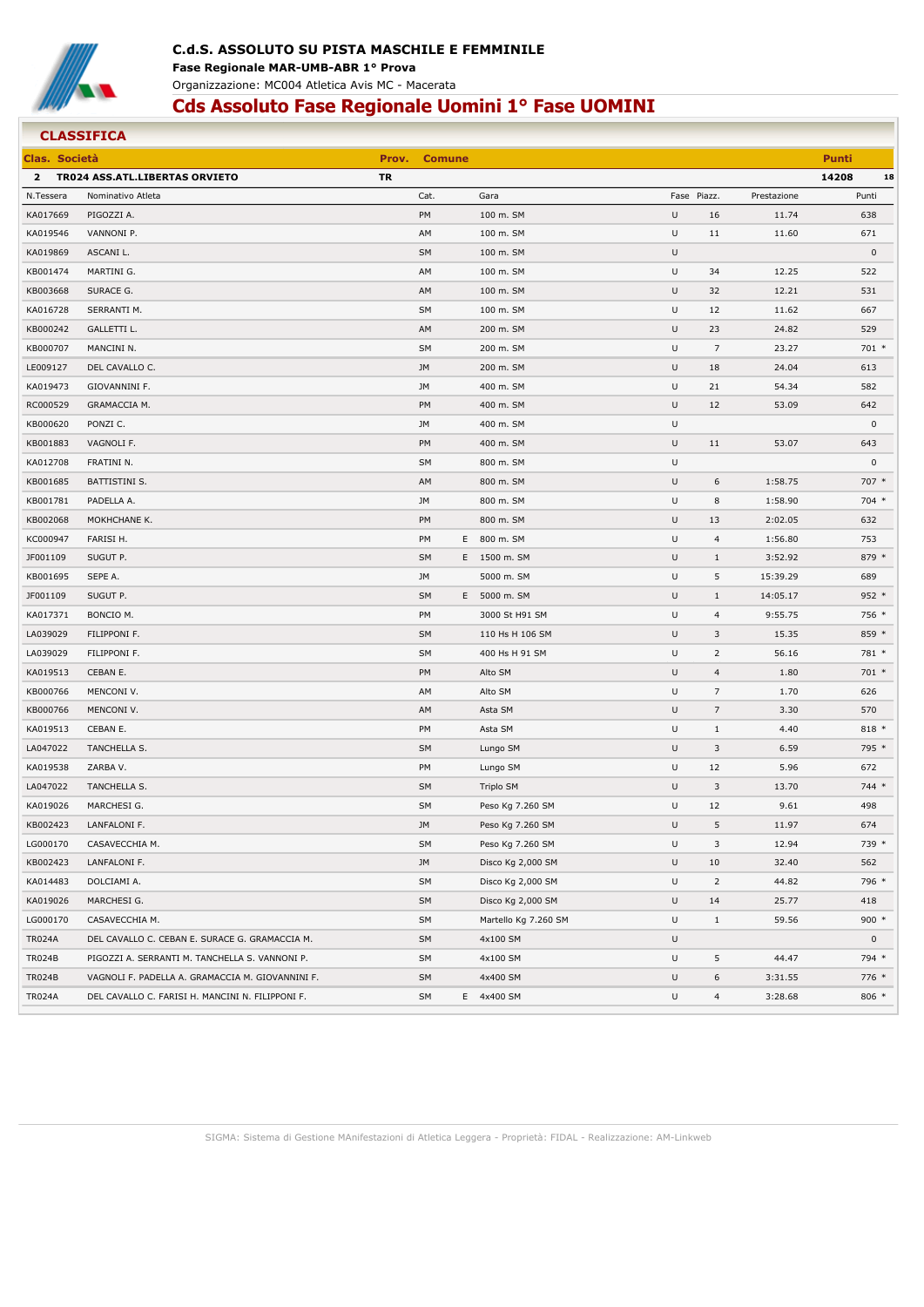**C.d.S. ASSOLUTO SU PISTA MASCHILE E FEMMINILE**

**Fase Regionale MAR-UMB-ABR 1° Prova**

Organizzazione: MC004 Atletica Avis MC - Macerata

# Cds Assoluto Fase Regionale Uomini 1° Fase UOMINI

## CLASSIFICA

| Clas. | Società | Prov. | Comune | Punti | |
|---|---|---|---|---|---|
| 2 | TR024 ASS.ATL.LIBERTAS ORVIETO | TR | | 14208 | 18 |

| N.Tessera | Nominativo Atleta | Cat. | | Gara | Fase | Piazz. | Prestazione | Punti |
|---|---|---|---|---|---|---|---|---|
| KA017669 | PIGOZZI A. | PM | | 100 m. SM | U | 16 | 11.74 | 638 |
| KA019546 | VANNONI P. | AM | | 100 m. SM | U | 11 | 11.60 | 671 |
| KA019869 | ASCANI L. | SM | | 100 m. SM | U | | | 0 |
| KB001474 | MARTINI G. | AM | | 100 m. SM | U | 34 | 12.25 | 522 |
| KB003668 | SURACE G. | AM | | 100 m. SM | U | 32 | 12.21 | 531 |
| KA016728 | SERRANTI M. | SM | | 100 m. SM | U | 12 | 11.62 | 667 |
| KB000242 | GALLETTI L. | AM | | 200 m. SM | U | 23 | 24.82 | 529 |
| KB000707 | MANCINI N. | SM | | 200 m. SM | U | 7 | 23.27 | 701 * |
| LE009127 | DEL CAVALLO C. | JM | | 200 m. SM | U | 18 | 24.04 | 613 |
| KA019473 | GIOVANNINI F. | JM | | 400 m. SM | U | 21 | 54.34 | 582 |
| RC000529 | GRAMACCIA M. | PM | | 400 m. SM | U | 12 | 53.09 | 642 |
| KB000620 | PONZI C. | JM | | 400 m. SM | U | | | 0 |
| KB001883 | VAGNOLI F. | PM | | 400 m. SM | U | 11 | 53.07 | 643 |
| KA012708 | FRATINI N. | SM | | 800 m. SM | U | | | 0 |
| KB001685 | BATTISTINI S. | AM | | 800 m. SM | U | 6 | 1:58.75 | 707 * |
| KB001781 | PADELLA A. | JM | | 800 m. SM | U | 8 | 1:58.90 | 704 * |
| KB002068 | MOKHCHANE K. | PM | | 800 m. SM | U | 13 | 2:02.05 | 632 |
| KC000947 | FARISI H. | PM | E | 800 m. SM | U | 4 | 1:56.80 | 753 |
| JF001109 | SUGUT P. | SM | E | 1500 m. SM | U | 1 | 3:52.92 | 879 * |
| KB001695 | SEPE A. | JM | | 5000 m. SM | U | 5 | 15:39.29 | 689 |
| JF001109 | SUGUT P. | SM | E | 5000 m. SM | U | 1 | 14:05.17 | 952 * |
| KA017371 | BONCIO M. | PM | | 3000 St H91 SM | U | 4 | 9:55.75 | 756 * |
| LA039029 | FILIPPONI F. | SM | | 110 Hs H 106 SM | U | 3 | 15.35 | 859 * |
| LA039029 | FILIPPONI F. | SM | | 400 Hs H 91 SM | U | 2 | 56.16 | 781 * |
| KA019513 | CEBAN E. | PM | | Alto SM | U | 4 | 1.80 | 701 * |
| KB000766 | MENCONI V. | AM | | Alto SM | U | 7 | 1.70 | 626 |
| KB000766 | MENCONI V. | AM | | Asta SM | U | 7 | 3.30 | 570 |
| KA019513 | CEBAN E. | PM | | Asta SM | U | 1 | 4.40 | 818 * |
| LA047022 | TANCHELLA S. | SM | | Lungo SM | U | 3 | 6.59 | 795 * |
| KA019538 | ZARBA V. | PM | | Lungo SM | U | 12 | 5.96 | 672 |
| LA047022 | TANCHELLA S. | SM | | Triplo SM | U | 3 | 13.70 | 744 * |
| KA019026 | MARCHESI G. | SM | | Peso Kg 7.260 SM | U | 12 | 9.61 | 498 |
| KB002423 | LANFALONI F. | JM | | Peso Kg 7.260 SM | U | 5 | 11.97 | 674 |
| LG000170 | CASAVECCHIA M. | SM | | Peso Kg 7.260 SM | U | 3 | 12.94 | 739 * |
| KB002423 | LANFALONI F. | JM | | Disco Kg 2,000 SM | U | 10 | 32.40 | 562 |
| KA014483 | DOLCIAMI A. | SM | | Disco Kg 2,000 SM | U | 2 | 44.82 | 796 * |
| KA019026 | MARCHESI G. | SM | | Disco Kg 2,000 SM | U | 14 | 25.77 | 418 |
| LG000170 | CASAVECCHIA M. | SM | | Martello Kg 7.260 SM | U | 1 | 59.56 | 900 * |
| TR024A | DEL CAVALLO C. CEBAN E. SURACE G. GRAMACCIA M. | SM | | 4x100 SM | U | | | 0 |
| TR024B | PIGOZZI A. SERRANTI M. TANCHELLA S. VANNONI P. | SM | | 4x100 SM | U | 5 | 44.47 | 794 * |
| TR024B | VAGNOLI F. PADELLA A. GRAMACCIA M. GIOVANNINI F. | SM | | 4x400 SM | U | 6 | 3:31.55 | 776 * |
| TR024A | DEL CAVALLO C. FARISI H. MANCINI N. FILIPPONI F. | SM | E | 4x400 SM | U | 4 | 3:28.68 | 806 * |

SIGMA: Sistema di Gestione MAnifestazioni di Atletica Leggera - Proprietà: FIDAL - Realizzazione: AM-Linkweb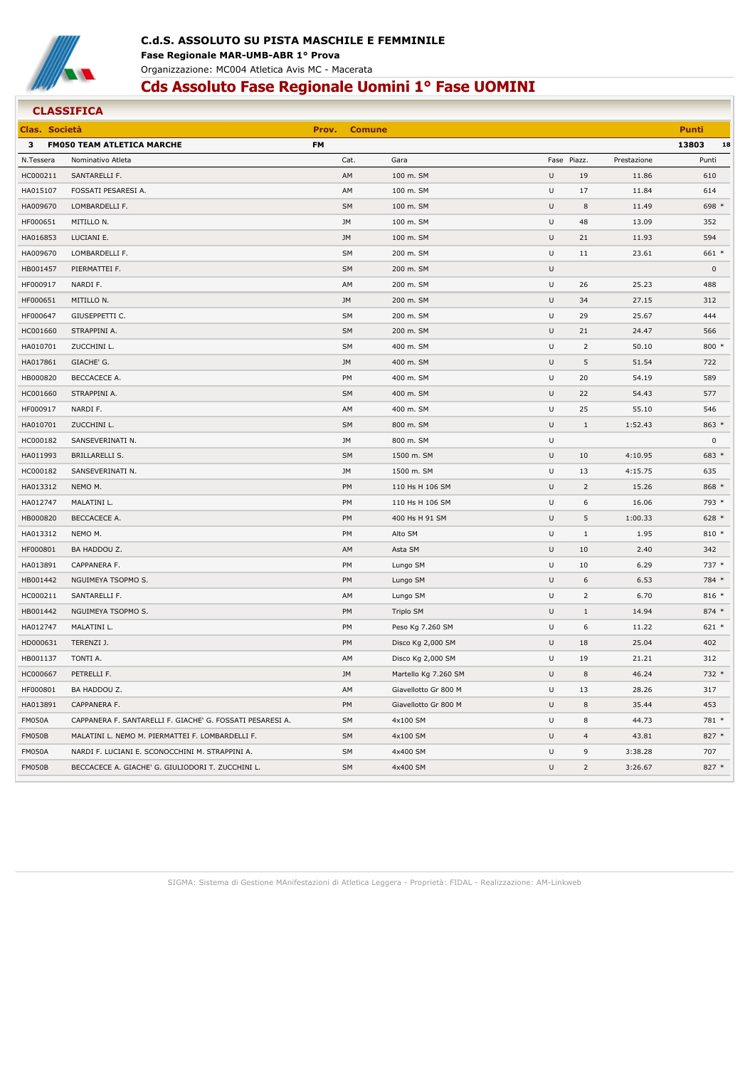**C.d.S. ASSOLUTO SU PISTA MASCHILE E FEMMINILE**

**Fase Regionale MAR-UMB-ABR 1° Prova**

Organizzazione: MC004 Atletica Avis MC - Macerata

# Cds Assoluto Fase Regionale Uomini 1° Fase UOMINI

## CLASSIFICA

| Clas. | Società | Prov. | Comune | Punti | |
|---|---|---|---|---|---|
| 3 | FM050 TEAM ATLETICA MARCHE | FM | | 13803 | 18 |

| N.Tessera | Nominativo Atleta | Cat. | Gara | Fase | Piazz. | Prestazione | Punti |
|---|---|---|---|---|---|---|---|
| HC000211 | SANTARELLI F. | AM | 100 m. SM | U | 19 | 11.86 | 610 |
| HA015107 | FOSSATI PESARESI A. | AM | 100 m. SM | U | 17 | 11.84 | 614 |
| HA009670 | LOMBARDELLI F. | SM | 100 m. SM | U | 8 | 11.49 | 698 * |
| HF000651 | MITILLO N. | JM | 100 m. SM | U | 48 | 13.09 | 352 |
| HA016853 | LUCIANI E. | JM | 100 m. SM | U | 21 | 11.93 | 594 |
| HA009670 | LOMBARDELLI F. | SM | 200 m. SM | U | 11 | 23.61 | 661 * |
| HB001457 | PIERMATTEI F. | SM | 200 m. SM | U | | | 0 |
| HF000917 | NARDI F. | AM | 200 m. SM | U | 26 | 25.23 | 488 |
| HF000651 | MITILLO N. | JM | 200 m. SM | U | 34 | 27.15 | 312 |
| HF000647 | GIUSEPPETTI C. | SM | 200 m. SM | U | 29 | 25.67 | 444 |
| HC001660 | STRAPPINI A. | SM | 200 m. SM | U | 21 | 24.47 | 566 |
| HA010701 | ZUCCHINI L. | SM | 400 m. SM | U | 2 | 50.10 | 800 * |
| HA017861 | GIACHE' G. | JM | 400 m. SM | U | 5 | 51.54 | 722 |
| HB000820 | BECCACECE A. | PM | 400 m. SM | U | 20 | 54.19 | 589 |
| HC001660 | STRAPPINI A. | SM | 400 m. SM | U | 22 | 54.43 | 577 |
| HF000917 | NARDI F. | AM | 400 m. SM | U | 25 | 55.10 | 546 |
| HA010701 | ZUCCHINI L. | SM | 800 m. SM | U | 1 | 1:52.43 | 863 * |
| HC000182 | SANSEVERINATI N. | JM | 800 m. SM | U | | | 0 |
| HA011993 | BRILLARELLI S. | SM | 1500 m. SM | U | 10 | 4:10.95 | 683 * |
| HC000182 | SANSEVERINATI N. | JM | 1500 m. SM | U | 13 | 4:15.75 | 635 |
| HA013312 | NEMO M. | PM | 110 Hs H 106 SM | U | 2 | 15.26 | 868 * |
| HA012747 | MALATINI L. | PM | 110 Hs H 106 SM | U | 6 | 16.06 | 793 * |
| HB000820 | BECCACECE A. | PM | 400 Hs H 91 SM | U | 5 | 1:00.33 | 628 * |
| HA013312 | NEMO M. | PM | Alto SM | U | 1 | 1.95 | 810 * |
| HF000801 | BA HADDOU Z. | AM | Asta SM | U | 10 | 2.40 | 342 |
| HA013891 | CAPPANERA F. | PM | Lungo SM | U | 10 | 6.29 | 737 * |
| HB001442 | NGUIMEYA TSOPMO S. | PM | Lungo SM | U | 6 | 6.53 | 784 * |
| HC000211 | SANTARELLI F. | AM | Lungo SM | U | 2 | 6.70 | 816 * |
| HB001442 | NGUIMEYA TSOPMO S. | PM | Triplo SM | U | 1 | 14.94 | 874 * |
| HA012747 | MALATINI L. | PM | Peso Kg 7.260 SM | U | 6 | 11.22 | 621 * |
| HD000631 | TERENZI J. | PM | Disco Kg 2,000 SM | U | 18 | 25.04 | 402 |
| HB001137 | TONTI A. | AM | Disco Kg 2,000 SM | U | 19 | 21.21 | 312 |
| HC000667 | PETRELLI F. | JM | Martello Kg 7.260 SM | U | 8 | 46.24 | 732 * |
| HF000801 | BA HADDOU Z. | AM | Giavellotto Gr 800 M | U | 13 | 28.26 | 317 |
| HA013891 | CAPPANERA F. | PM | Giavellotto Gr 800 M | U | 8 | 35.44 | 453 |
| FM050A | CAPPANERA F. SANTARELLI F. GIACHE' G. FOSSATI PESARESI A. | SM | 4x100 SM | U | 8 | 44.73 | 781 * |
| FM050B | MALATINI L. NEMO M. PIERMATTEI F. LOMBARDELLI F. | SM | 4x100 SM | U | 4 | 43.81 | 827 * |
| FM050A | NARDI F. LUCIANI E. SCONOCCHINI M. STRAPPINI A. | SM | 4x400 SM | U | 9 | 3:38.28 | 707 |
| FM050B | BECCACECE A. GIACHE' G. GIULIODORI T. ZUCCHINI L. | SM | 4x400 SM | U | 2 | 3:26.67 | 827 * |

SIGMA: Sistema di Gestione MAnifestazioni di Atletica Leggera - Proprietà: FIDAL - Realizzazione: AM-Linkweb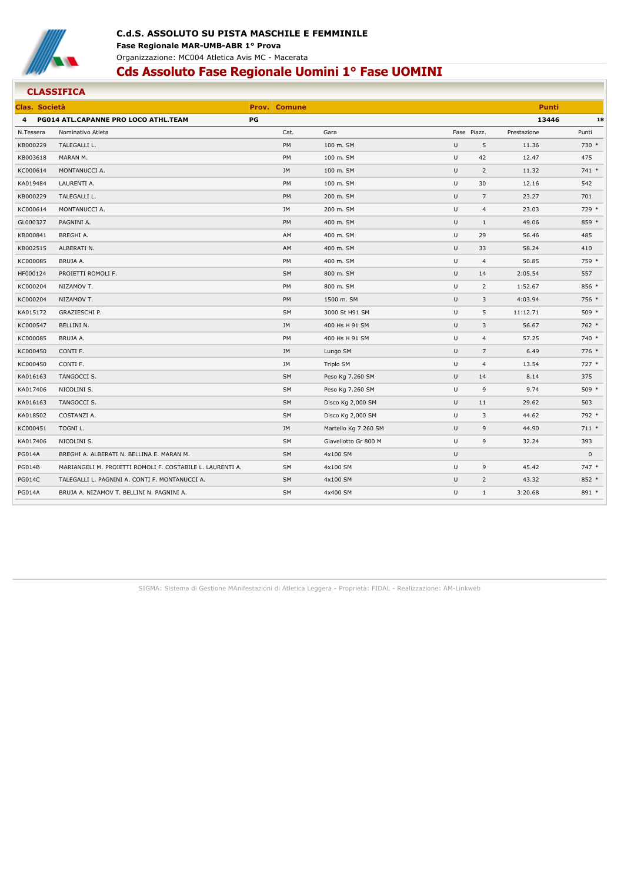# C.d.S. ASSOLUTO SU PISTA MASCHILE E FEMMINILE

**Fase Regionale MAR-UMB-ABR 1° Prova**

Organizzazione: MC004 Atletica Avis MC - Macerata

## Cds Assoluto Fase Regionale Uomini 1° Fase UOMINI

### CLASSIFICA

| Clas. | Società | Prov. | Comune | Punti | |
|---|---|---|---|---|---|
| 4 | PG014 ATL.CAPANNE PRO LOCO ATHL.TEAM | PG | | 13446 | 18 |

| N.Tessera | Nominativo Atleta | Cat. | Gara | Fase | Piazz. | Prestazione | Punti |
|---|---|---|---|---|---|---|---|
| KB000229 | TALEGALLI L. | PM | 100 m. SM | U | 5 | 11.36 | 730 * |
| KB003618 | MARAN M. | PM | 100 m. SM | U | 42 | 12.47 | 475 |
| KC000614 | MONTANUCCI A. | JM | 100 m. SM | U | 2 | 11.32 | 741 * |
| KA019484 | LAURENTI A. | PM | 100 m. SM | U | 30 | 12.16 | 542 |
| KB000229 | TALEGALLI L. | PM | 200 m. SM | U | 7 | 23.27 | 701 |
| KC000614 | MONTANUCCI A. | JM | 200 m. SM | U | 4 | 23.03 | 729 * |
| GL000327 | PAGNINI A. | PM | 400 m. SM | U | 1 | 49.06 | 859 * |
| KB000841 | BREGHI A. | AM | 400 m. SM | U | 29 | 56.46 | 485 |
| KB002515 | ALBERATI N. | AM | 400 m. SM | U | 33 | 58.24 | 410 |
| KC000085 | BRUJA A. | PM | 400 m. SM | U | 4 | 50.85 | 759 * |
| HF000124 | PROIETTI ROMOLI F. | SM | 800 m. SM | U | 14 | 2:05.54 | 557 |
| KC000204 | NIZAMOV T. | PM | 800 m. SM | U | 2 | 1:52.67 | 856 * |
| KC000204 | NIZAMOV T. | PM | 1500 m. SM | U | 3 | 4:03.94 | 756 * |
| KA015172 | GRAZIESCHI P. | SM | 3000 St H91 SM | U | 5 | 11:12.71 | 509 * |
| KC000547 | BELLINI N. | JM | 400 Hs H 91 SM | U | 3 | 56.67 | 762 * |
| KC000085 | BRUJA A. | PM | 400 Hs H 91 SM | U | 4 | 57.25 | 740 * |
| KC000450 | CONTI F. | JM | Lungo SM | U | 7 | 6.49 | 776 * |
| KC000450 | CONTI F. | JM | Triplo SM | U | 4 | 13.54 | 727 * |
| KA016163 | TANGOCCI S. | SM | Peso Kg 7.260 SM | U | 14 | 8.14 | 375 |
| KA017406 | NICOLINI S. | SM | Peso Kg 7.260 SM | U | 9 | 9.74 | 509 * |
| KA016163 | TANGOCCI S. | SM | Disco Kg 2,000 SM | U | 11 | 29.62 | 503 |
| KA018502 | COSTANZI A. | SM | Disco Kg 2,000 SM | U | 3 | 44.62 | 792 * |
| KC000451 | TOGNI L. | JM | Martello Kg 7.260 SM | U | 9 | 44.90 | 711 * |
| KA017406 | NICOLINI S. | SM | Giavellotto Gr 800 M | U | 9 | 32.24 | 393 |
| PG014A | BREGHI A. ALBERATI N. BELLINA E. MARAN M. | SM | 4x100 SM | U | | | 0 |
| PG014B | MARIANGELI M. PROIETTI ROMOLI F. COSTABILE L. LAURENTI A. | SM | 4x100 SM | U | 9 | 45.42 | 747 * |
| PG014C | TALEGALLI L. PAGNINI A. CONTI F. MONTANUCCI A. | SM | 4x100 SM | U | 2 | 43.32 | 852 * |
| PG014A | BRUJA A. NIZAMOV T. BELLINI N. PAGNINI A. | SM | 4x400 SM | U | 1 | 3:20.68 | 891 * |

SIGMA: Sistema di Gestione MAnifestazioni di Atletica Leggera - Proprietà: FIDAL - Realizzazione: AM-Linkweb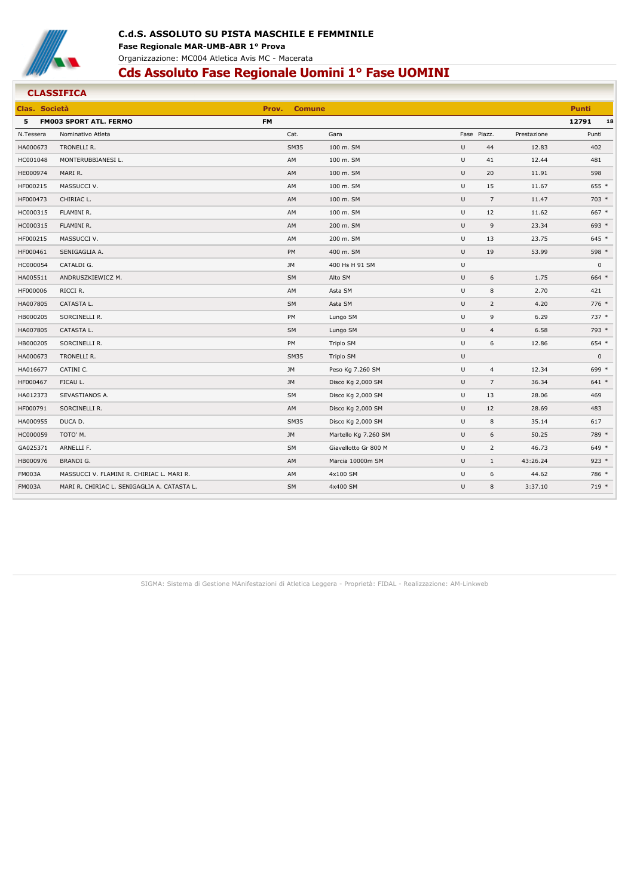**C.d.S. ASSOLUTO SU PISTA MASCHILE E FEMMINILE**

**Fase Regionale MAR-UMB-ABR 1° Prova**

Organizzazione: MC004 Atletica Avis MC - Macerata

# Cds Assoluto Fase Regionale Uomini 1° Fase UOMINI

## CLASSIFICA

| Clas. | Società | Prov. | Comune | Punti | |
|---|---|---|---|---|---|
| 5 | FM003 SPORT ATL. FERMO | FM | | 12791 | 18 |

| N.Tessera | Nominativo Atleta | Cat. | Gara | Fase | Piazz. | Prestazione | Punti |
|---|---|---|---|---|---|---|---|
| HA000673 | TRONELLI R. | SM35 | 100 m. SM | U | 44 | 12.83 | 402 |
| HC001048 | MONTERUBBIANESI L. | AM | 100 m. SM | U | 41 | 12.44 | 481 |
| HE000974 | MARI R. | AM | 100 m. SM | U | 20 | 11.91 | 598 |
| HF000215 | MASSUCCI V. | AM | 100 m. SM | U | 15 | 11.67 | 655 * |
| HF000473 | CHIRIAC L. | AM | 100 m. SM | U | 7 | 11.47 | 703 * |
| HC000315 | FLAMINI R. | AM | 100 m. SM | U | 12 | 11.62 | 667 * |
| HC000315 | FLAMINI R. | AM | 200 m. SM | U | 9 | 23.34 | 693 * |
| HF000215 | MASSUCCI V. | AM | 200 m. SM | U | 13 | 23.75 | 645 * |
| HF000461 | SENIGAGLIA A. | PM | 400 m. SM | U | 19 | 53.99 | 598 * |
| HC000054 | CATALDI G. | JM | 400 Hs H 91 SM | U | | | 0 |
| HA005511 | ANDRUSZKIEWICZ M. | SM | Alto SM | U | 6 | 1.75 | 664 * |
| HF000006 | RICCI R. | AM | Asta SM | U | 8 | 2.70 | 421 |
| HA007805 | CATASTA L. | SM | Asta SM | U | 2 | 4.20 | 776 * |
| HB000205 | SORCINELLI R. | PM | Lungo SM | U | 9 | 6.29 | 737 * |
| HA007805 | CATASTA L. | SM | Lungo SM | U | 4 | 6.58 | 793 * |
| HB000205 | SORCINELLI R. | PM | Triplo SM | U | 6 | 12.86 | 654 * |
| HA000673 | TRONELLI R. | SM35 | Triplo SM | U | | | 0 |
| HA016677 | CATINI C. | JM | Peso Kg 7.260 SM | U | 4 | 12.34 | 699 * |
| HF000467 | FICAU L. | JM | Disco Kg 2,000 SM | U | 7 | 36.34 | 641 * |
| HA012373 | SEVASTIANOS A. | SM | Disco Kg 2,000 SM | U | 13 | 28.06 | 469 |
| HF000791 | SORCINELLI R. | AM | Disco Kg 2,000 SM | U | 12 | 28.69 | 483 |
| HA000955 | DUCA D. | SM35 | Disco Kg 2,000 SM | U | 8 | 35.14 | 617 |
| HC000059 | TOTO' M. | JM | Martello Kg 7.260 SM | U | 6 | 50.25 | 789 * |
| GA025371 | ARNELLI F. | SM | Giavellotto Gr 800 M | U | 2 | 46.73 | 649 * |
| HB000976 | BRANDI G. | AM | Marcia 10000m SM | U | 1 | 43:26.24 | 923 * |
| FM003A | MASSUCCI V. FLAMINI R. CHIRIAC L. MARI R. | AM | 4x100 SM | U | 6 | 44.62 | 786 * |
| FM003A | MARI R. CHIRIAC L. SENIGAGLIA A. CATASTA L. | SM | 4x400 SM | U | 8 | 3:37.10 | 719 * |

SIGMA: Sistema di Gestione MAnifestazioni di Atletica Leggera - Proprietà: FIDAL - Realizzazione: AM-Linkweb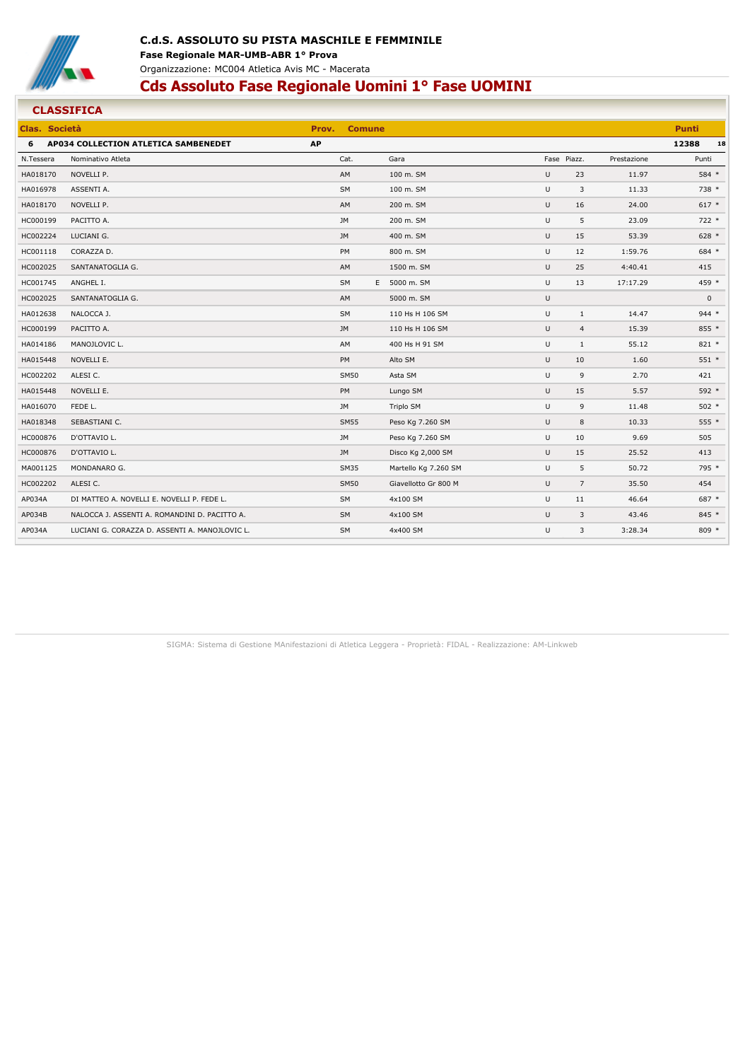# C.d.S. ASSOLUTO SU PISTA MASCHILE E FEMMINILE

**Fase Regionale MAR-UMB-ABR 1° Prova**

Organizzazione: MC004 Atletica Avis MC - Macerata

## Cds Assoluto Fase Regionale Uomini 1° Fase UOMINI

### CLASSIFICA

| Clas. | Società | Prov. | Comune | Punti | |
|---|---|---|---|---|---|
| 6 | AP034 COLLECTION ATLETICA SAMBENEDET | AP | | 12388 | 18 |

| N.Tessera | Nominativo Atleta | Cat. | | Gara | Fase | Piazz. | Prestazione | Punti |
|---|---|---|---|---|---|---|---|---|
| HA018170 | NOVELLI P. | AM | | 100 m. SM | U | 23 | 11.97 | 584 * |
| HA016978 | ASSENTI A. | SM | | 100 m. SM | U | 3 | 11.33 | 738 * |
| HA018170 | NOVELLI P. | AM | | 200 m. SM | U | 16 | 24.00 | 617 * |
| HC000199 | PACITTO A. | JM | | 200 m. SM | U | 5 | 23.09 | 722 * |
| HC002224 | LUCIANI G. | JM | | 400 m. SM | U | 15 | 53.39 | 628 * |
| HC001118 | CORAZZA D. | PM | | 800 m. SM | U | 12 | 1:59.76 | 684 * |
| HC002025 | SANTANATOGLIA G. | AM | | 1500 m. SM | U | 25 | 4:40.41 | 415 |
| HC001745 | ANGHEL I. | SM | E | 5000 m. SM | U | 13 | 17:17.29 | 459 * |
| HC002025 | SANTANATOGLIA G. | AM | | 5000 m. SM | U | | | 0 |
| HA012638 | NALOCCA J. | SM | | 110 Hs H 106 SM | U | 1 | 14.47 | 944 * |
| HC000199 | PACITTO A. | JM | | 110 Hs H 106 SM | U | 4 | 15.39 | 855 * |
| HA014186 | MANOJLOVIC L. | AM | | 400 Hs H 91 SM | U | 1 | 55.12 | 821 * |
| HA015448 | NOVELLI E. | PM | | Alto SM | U | 10 | 1.60 | 551 * |
| HC002202 | ALESI C. | SM50 | | Asta SM | U | 9 | 2.70 | 421 |
| HA015448 | NOVELLI E. | PM | | Lungo SM | U | 15 | 5.57 | 592 * |
| HA016070 | FEDE L. | JM | | Triplo SM | U | 9 | 11.48 | 502 * |
| HA018348 | SEBASTIANI C. | SM55 | | Peso Kg 7.260 SM | U | 8 | 10.33 | 555 * |
| HC000876 | D'OTTAVIO L. | JM | | Peso Kg 7.260 SM | U | 10 | 9.69 | 505 |
| HC000876 | D'OTTAVIO L. | JM | | Disco Kg 2,000 SM | U | 15 | 25.52 | 413 |
| MA001125 | MONDANARO G. | SM35 | | Martello Kg 7.260 SM | U | 5 | 50.72 | 795 * |
| HC002202 | ALESI C. | SM50 | | Giavellotto Gr 800 M | U | 7 | 35.50 | 454 |
| AP034A | DI MATTEO A. NOVELLI E. NOVELLI P. FEDE L. | SM | | 4x100 SM | U | 11 | 46.64 | 687 * |
| AP034B | NALOCCA J. ASSENTI A. ROMANDINI D. PACITTO A. | SM | | 4x100 SM | U | 3 | 43.46 | 845 * |
| AP034A | LUCIANI G. CORAZZA D. ASSENTI A. MANOJLOVIC L. | SM | | 4x400 SM | U | 3 | 3:28.34 | 809 * |

SIGMA: Sistema di Gestione MAnifestazioni di Atletica Leggera - Proprietà: FIDAL - Realizzazione: AM-Linkweb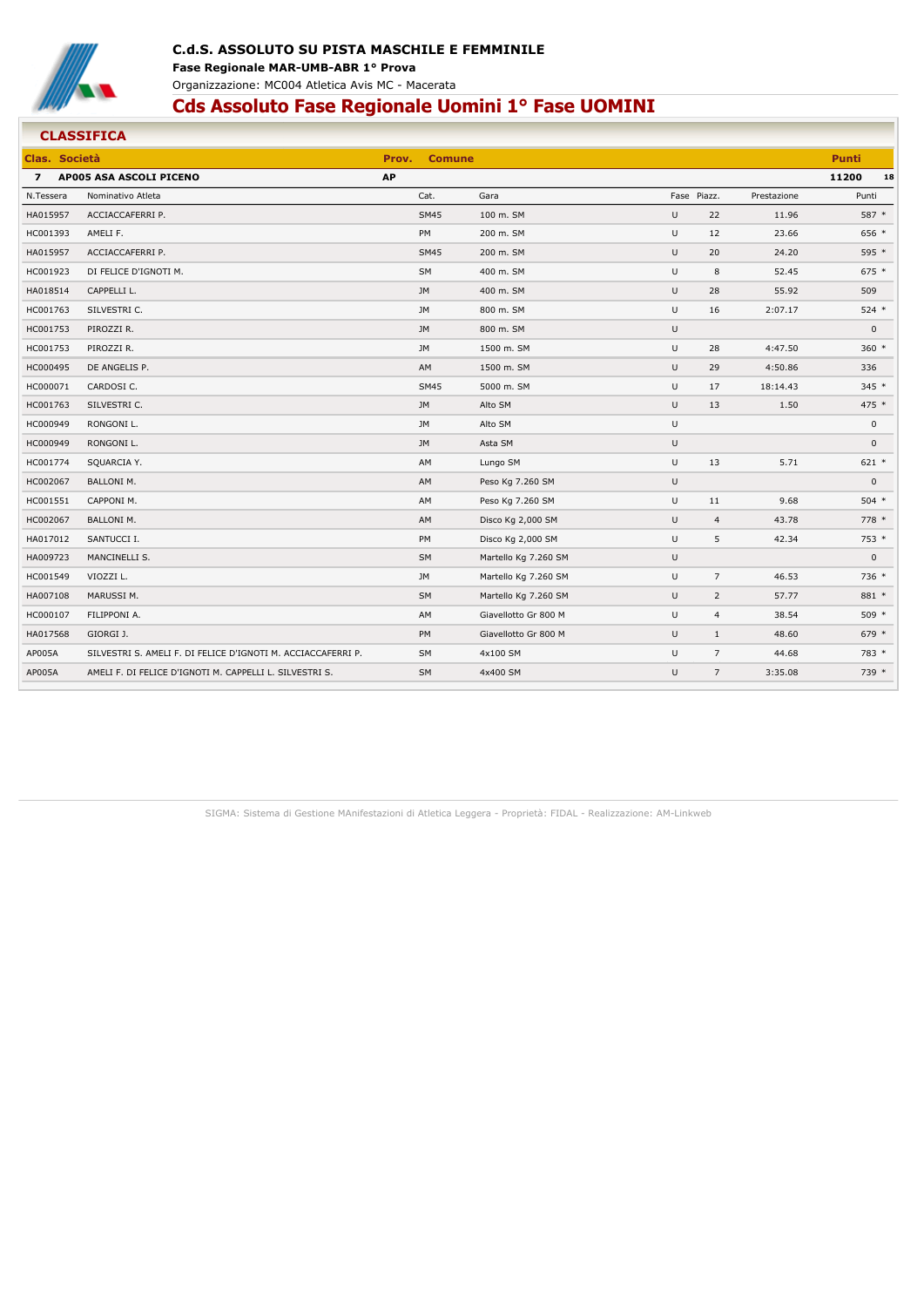# C.d.S. ASSOLUTO SU PISTA MASCHILE E FEMMINILE

**Fase Regionale MAR-UMB-ABR 1° Prova**

Organizzazione: MC004 Atletica Avis MC - Macerata

## Cds Assoluto Fase Regionale Uomini 1° Fase UOMINI

### CLASSIFICA

| Clas. | Società | Prov. | Comune | Punti | |
|---|---|---|---|---|---|
| 7 | AP005 ASA ASCOLI PICENO | AP | | 11200 | 18 |

| N.Tessera | Nominativo Atleta | Cat. | Gara | Fase | Piazz. | Prestazione | Punti |
|---|---|---|---|---|---|---|---|
| HA015957 | ACCIACCAFERRI P. | SM45 | 100 m. SM | U | 22 | 11.96 | 587 * |
| HC001393 | AMELI F. | PM | 200 m. SM | U | 12 | 23.66 | 656 * |
| HA015957 | ACCIACCAFERRI P. | SM45 | 200 m. SM | U | 20 | 24.20 | 595 * |
| HC001923 | DI FELICE D'IGNOTI M. | SM | 400 m. SM | U | 8 | 52.45 | 675 * |
| HA018514 | CAPPELLI L. | JM | 400 m. SM | U | 28 | 55.92 | 509 |
| HC001763 | SILVESTRI C. | JM | 800 m. SM | U | 16 | 2:07.17 | 524 * |
| HC001753 | PIROZZI R. | JM | 800 m. SM | U | | | 0 |
| HC001753 | PIROZZI R. | JM | 1500 m. SM | U | 28 | 4:47.50 | 360 * |
| HC000495 | DE ANGELIS P. | AM | 1500 m. SM | U | 29 | 4:50.86 | 336 |
| HC000071 | CARDOSI C. | SM45 | 5000 m. SM | U | 17 | 18:14.43 | 345 * |
| HC001763 | SILVESTRI C. | JM | Alto SM | U | 13 | 1.50 | 475 * |
| HC000949 | RONGONI L. | JM | Alto SM | U | | | 0 |
| HC000949 | RONGONI L. | JM | Asta SM | U | | | 0 |
| HC001774 | SQUARCIA Y. | AM | Lungo SM | U | 13 | 5.71 | 621 * |
| HC002067 | BALLONI M. | AM | Peso Kg 7.260 SM | U | | | 0 |
| HC001551 | CAPPONI M. | AM | Peso Kg 7.260 SM | U | 11 | 9.68 | 504 * |
| HC002067 | BALLONI M. | AM | Disco Kg 2,000 SM | U | 4 | 43.78 | 778 * |
| HA017012 | SANTUCCI I. | PM | Disco Kg 2,000 SM | U | 5 | 42.34 | 753 * |
| HA009723 | MANCINELLI S. | SM | Martello Kg 7.260 SM | U | | | 0 |
| HC001549 | VIOZZI L. | JM | Martello Kg 7.260 SM | U | 7 | 46.53 | 736 * |
| HA007108 | MARUSSI M. | SM | Martello Kg 7.260 SM | U | 2 | 57.77 | 881 * |
| HC000107 | FILIPPONI A. | AM | Giavellotto Gr 800 M | U | 4 | 38.54 | 509 * |
| HA017568 | GIORGI J. | PM | Giavellotto Gr 800 M | U | 1 | 48.60 | 679 * |
| AP005A | SILVESTRI S. AMELI F. DI FELICE D'IGNOTI M. ACCIACCAFERRI P. | SM | 4x100 SM | U | 7 | 44.68 | 783 * |
| AP005A | AMELI F. DI FELICE D'IGNOTI M. CAPPELLI L. SILVESTRI S. | SM | 4x400 SM | U | 7 | 3:35.08 | 739 * |

SIGMA: Sistema di Gestione MAnifestazioni di Atletica Leggera - Proprietà: FIDAL - Realizzazione: AM-Linkweb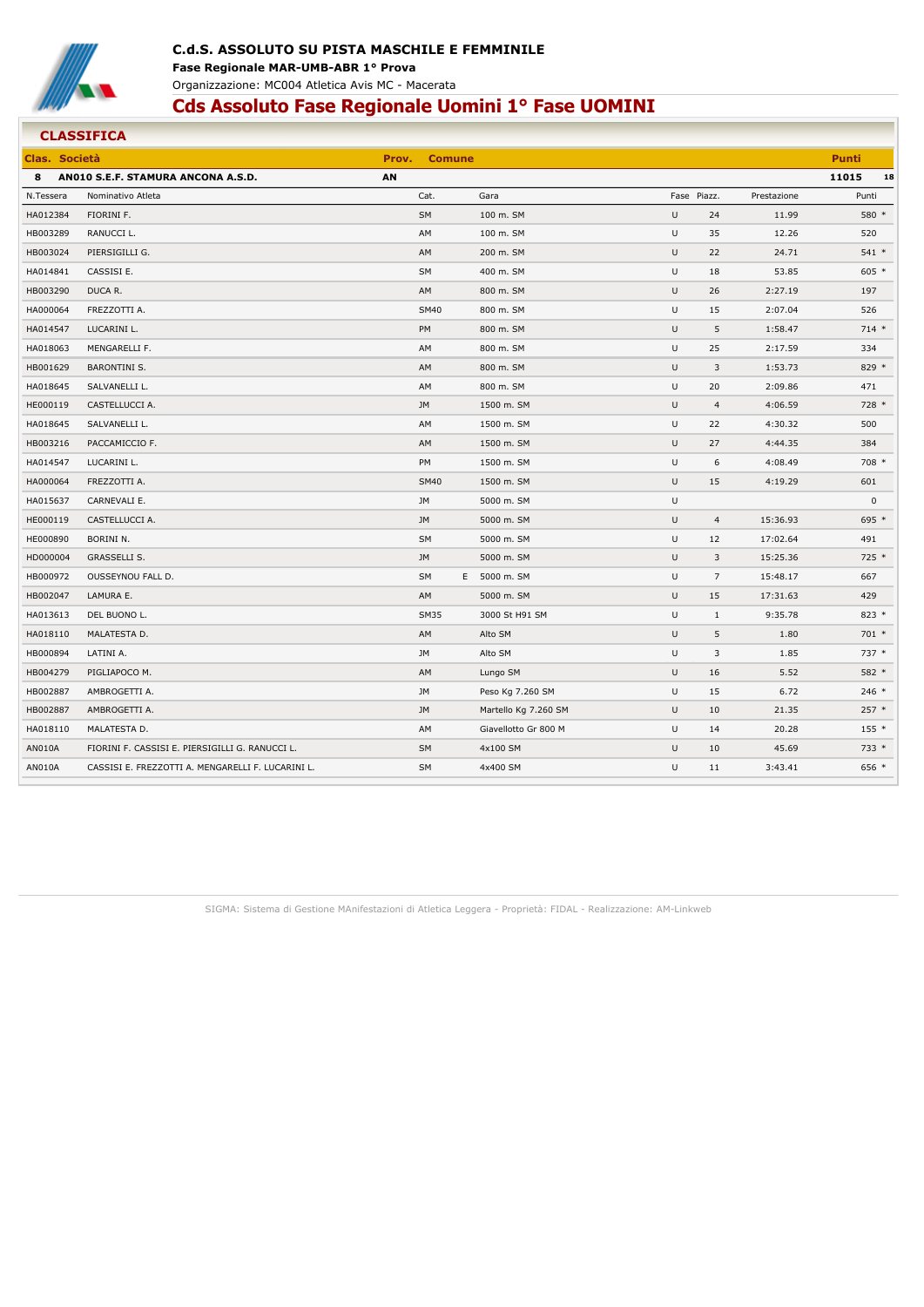**C.d.S. ASSOLUTO SU PISTA MASCHILE E FEMMINILE**

**Fase Regionale MAR-UMB-ABR 1° Prova**

Organizzazione: MC004 Atletica Avis MC - Macerata

# Cds Assoluto Fase Regionale Uomini 1° Fase UOMINI

## CLASSIFICA

| Clas. | Società | Prov. | Comune | Punti | |
|---|---|---|---|---|---|
| 8 | AN010 S.E.F. STAMURA ANCONA A.S.D. | AN | | 11015 | 18 |

| N.Tessera | Nominativo Atleta | Cat. | | Gara | Fase | Piazz. | Prestazione | Punti |
|---|---|---|---|---|---|---|---|---|
| HA012384 | FIORINI F. | SM | | 100 m. SM | U | 24 | 11.99 | 580 * |
| HB003289 | RANUCCI L. | AM | | 100 m. SM | U | 35 | 12.26 | 520 |
| HB003024 | PIERSIGILLI G. | AM | | 200 m. SM | U | 22 | 24.71 | 541 * |
| HA014841 | CASSISI E. | SM | | 400 m. SM | U | 18 | 53.85 | 605 * |
| HB003290 | DUCA R. | AM | | 800 m. SM | U | 26 | 2:27.19 | 197 |
| HA000064 | FREZZOTTI A. | SM40 | | 800 m. SM | U | 15 | 2:07.04 | 526 |
| HA014547 | LUCARINI L. | PM | | 800 m. SM | U | 5 | 1:58.47 | 714 * |
| HA018063 | MENGARELLI F. | AM | | 800 m. SM | U | 25 | 2:17.59 | 334 |
| HB001629 | BARONTINI S. | AM | | 800 m. SM | U | 3 | 1:53.73 | 829 * |
| HA018645 | SALVANELLI L. | AM | | 800 m. SM | U | 20 | 2:09.86 | 471 |
| HE000119 | CASTELLUCCI A. | JM | | 1500 m. SM | U | 4 | 4:06.59 | 728 * |
| HA018645 | SALVANELLI L. | AM | | 1500 m. SM | U | 22 | 4:30.32 | 500 |
| HB003216 | PACCAMICCIO F. | AM | | 1500 m. SM | U | 27 | 4:44.35 | 384 |
| HA014547 | LUCARINI L. | PM | | 1500 m. SM | U | 6 | 4:08.49 | 708 * |
| HA000064 | FREZZOTTI A. | SM40 | | 1500 m. SM | U | 15 | 4:19.29 | 601 |
| HA015637 | CARNEVALI E. | JM | | 5000 m. SM | U | | | 0 |
| HE000119 | CASTELLUCCI A. | JM | | 5000 m. SM | U | 4 | 15:36.93 | 695 * |
| HE000890 | BORINI N. | SM | | 5000 m. SM | U | 12 | 17:02.64 | 491 |
| HD000004 | GRASSELLI S. | JM | | 5000 m. SM | U | 3 | 15:25.36 | 725 * |
| HB000972 | OUSSEYNOU FALL D. | SM | E | 5000 m. SM | U | 7 | 15:48.17 | 667 |
| HB002047 | LAMURA E. | AM | | 5000 m. SM | U | 15 | 17:31.63 | 429 |
| HA013613 | DEL BUONO L. | SM35 | | 3000 St H91 SM | U | 1 | 9:35.78 | 823 * |
| HA018110 | MALATESTA D. | AM | | Alto SM | U | 5 | 1.80 | 701 * |
| HB000894 | LATINI A. | JM | | Alto SM | U | 3 | 1.85 | 737 * |
| HB004279 | PIGLIAPOCO M. | AM | | Lungo SM | U | 16 | 5.52 | 582 * |
| HB002887 | AMBROGETTI A. | JM | | Peso Kg 7.260 SM | U | 15 | 6.72 | 246 * |
| HB002887 | AMBROGETTI A. | JM | | Martello Kg 7.260 SM | U | 10 | 21.35 | 257 * |
| HA018110 | MALATESTA D. | AM | | Giavellotto Gr 800 M | U | 14 | 20.28 | 155 * |
| AN010A | FIORINI F. CASSISI E. PIERSIGILLI G. RANUCCI L. | SM | | 4x100 SM | U | 10 | 45.69 | 733 * |
| AN010A | CASSISI E. FREZZOTTI A. MENGARELLI F. LUCARINI L. | SM | | 4x400 SM | U | 11 | 3:43.41 | 656 * |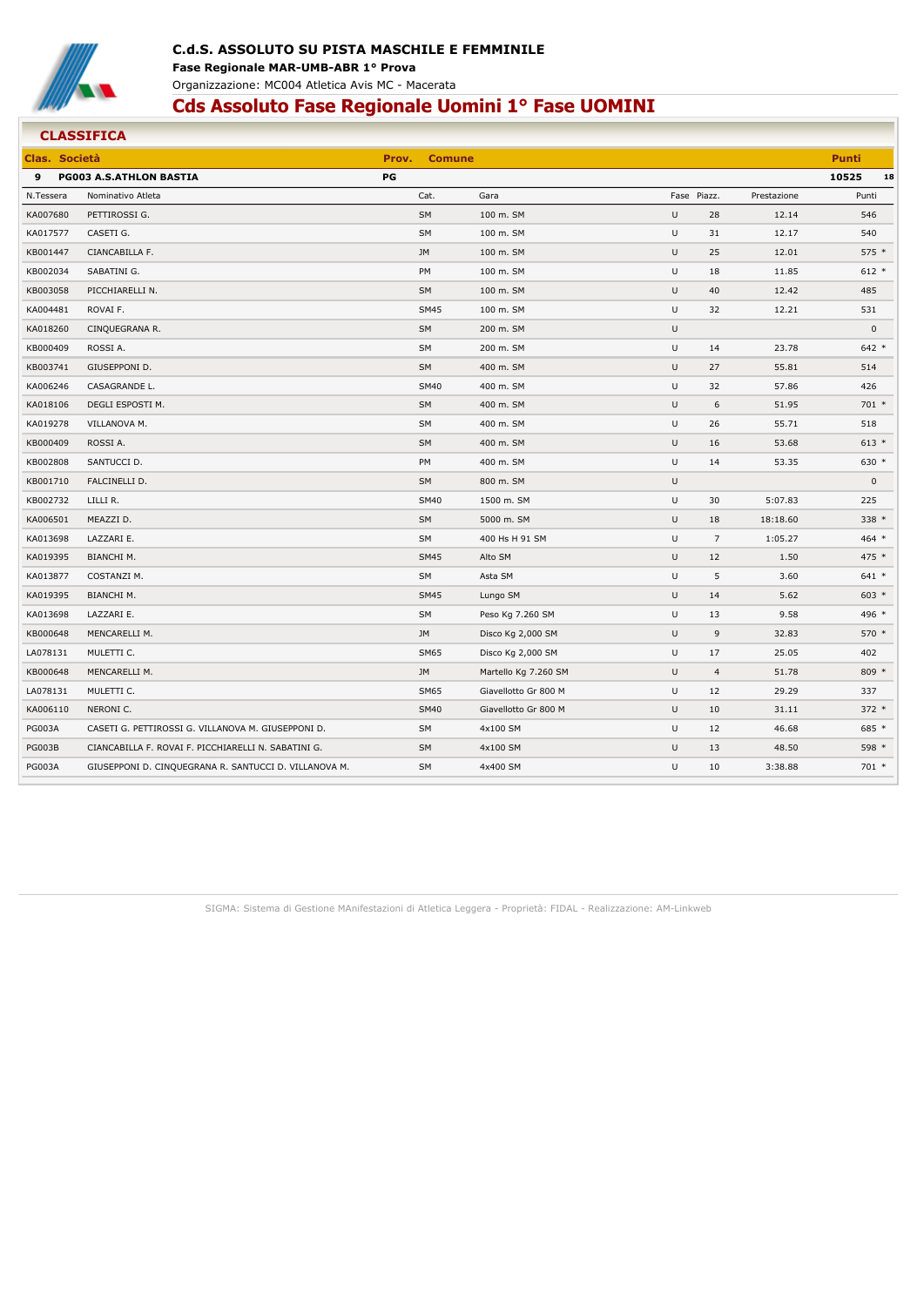## C.d.S. ASSOLUTO SU PISTA MASCHILE E FEMMINILE

**Fase Regionale MAR-UMB-ABR 1° Prova**

Organizzazione: MC004 Atletica Avis MC - Macerata

# Cds Assoluto Fase Regionale Uomini 1° Fase UOMINI

### CLASSIFICA

| Clas. | Società | Prov. | Comune | Punti | |
|---|---|---|---|---|---|
| 9 | **PG003 A.S.ATHLON BASTIA** | PG | | **10525** | 18 |

| N.Tessera | Nominativo Atleta | Cat. | Gara | Fase | Piazz. | Prestazione | Punti |
|---|---|---|---|---|---|---|---|
| KA007680 | PETTIROSSI G. | SM | 100 m. SM | U | 28 | 12.14 | 546 |
| KA017577 | CASETI G. | SM | 100 m. SM | U | 31 | 12.17 | 540 |
| KB001447 | CIANCABILLA F. | JM | 100 m. SM | U | 25 | 12.01 | 575 * |
| KB002034 | SABATINI G. | PM | 100 m. SM | U | 18 | 11.85 | 612 * |
| KB003058 | PICCHIARELLI N. | SM | 100 m. SM | U | 40 | 12.42 | 485 |
| KA004481 | ROVAI F. | SM45 | 100 m. SM | U | 32 | 12.21 | 531 |
| KA018260 | CINQUEGRANA R. | SM | 200 m. SM | U | | | 0 |
| KB000409 | ROSSI A. | SM | 200 m. SM | U | 14 | 23.78 | 642 * |
| KB003741 | GIUSEPPONI D. | SM | 400 m. SM | U | 27 | 55.81 | 514 |
| KA006246 | CASAGRANDE L. | SM40 | 400 m. SM | U | 32 | 57.86 | 426 |
| KA018106 | DEGLI ESPOSTI M. | SM | 400 m. SM | U | 6 | 51.95 | 701 * |
| KA019278 | VILLANOVA M. | SM | 400 m. SM | U | 26 | 55.71 | 518 |
| KB000409 | ROSSI A. | SM | 400 m. SM | U | 16 | 53.68 | 613 * |
| KB002808 | SANTUCCI D. | PM | 400 m. SM | U | 14 | 53.35 | 630 * |
| KB001710 | FALCINELLI D. | SM | 800 m. SM | U | | | 0 |
| KB002732 | LILLI R. | SM40 | 1500 m. SM | U | 30 | 5:07.83 | 225 |
| KA006501 | MEAZZI D. | SM | 5000 m. SM | U | 18 | 18:18.60 | 338 * |
| KA013698 | LAZZARI E. | SM | 400 Hs H 91 SM | U | 7 | 1:05.27 | 464 * |
| KA019395 | BIANCHI M. | SM45 | Alto SM | U | 12 | 1.50 | 475 * |
| KA013877 | COSTANZI M. | SM | Asta SM | U | 5 | 3.60 | 641 * |
| KA019395 | BIANCHI M. | SM45 | Lungo SM | U | 14 | 5.62 | 603 * |
| KA013698 | LAZZARI E. | SM | Peso Kg 7.260 SM | U | 13 | 9.58 | 496 * |
| KB000648 | MENCARELLI M. | JM | Disco Kg 2,000 SM | U | 9 | 32.83 | 570 * |
| LA078131 | MULETTI C. | SM65 | Disco Kg 2,000 SM | U | 17 | 25.05 | 402 |
| KB000648 | MENCARELLI M. | JM | Martello Kg 7.260 SM | U | 4 | 51.78 | 809 * |
| LA078131 | MULETTI C. | SM65 | Giavellotto Gr 800 M | U | 12 | 29.29 | 337 |
| KA006110 | NERONI C. | SM40 | Giavellotto Gr 800 M | U | 10 | 31.11 | 372 * |
| PG003A | CASETI G. PETTIROSSI G. VILLANOVA M. GIUSEPPONI D. | SM | 4x100 SM | U | 12 | 46.68 | 685 * |
| PG003B | CIANCABILLA F. ROVAI F. PICCHIARELLI N. SABATINI G. | SM | 4x100 SM | U | 13 | 48.50 | 598 * |
| PG003A | GIUSEPPONI D. CINQUEGRANA R. SANTUCCI D. VILLANOVA M. | SM | 4x400 SM | U | 10 | 3:38.88 | 701 * |

SIGMA: Sistema di Gestione MAnifestazioni di Atletica Leggera - Proprietà: FIDAL - Realizzazione: AM-Linkweb